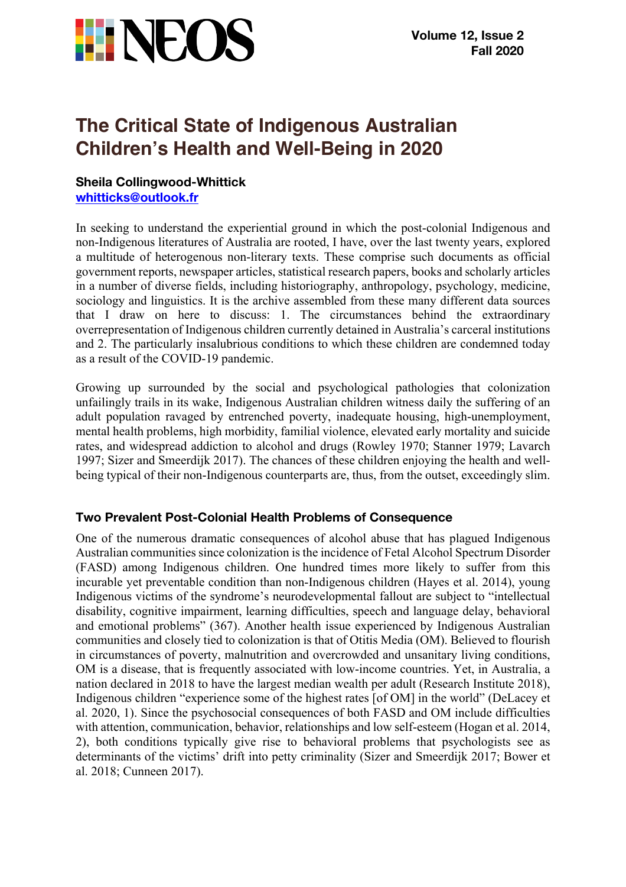# The Critical State of Indigenous Australian Children's Health and Well-Being in 2020

**Sheila Collingwood-Whittick**
[whitticks@outlook.fr](mailto:whitticks@outlook.fr)

In seeking to understand the experiential ground in which the post-colonial Indigenous and non-Indigenous literatures of Australia are rooted, I have, over the last twenty years, explored a multitude of heterogenous non-literary texts. These comprise such documents as official government reports, newspaper articles, statistical research papers, books and scholarly articles in a number of diverse fields, including historiography, anthropology, psychology, medicine, sociology and linguistics. It is the archive assembled from these many different data sources that I draw on here to discuss: 1. The circumstances behind the extraordinary overrepresentation of Indigenous children currently detained in Australia's carceral institutions and 2. The particularly insalubrious conditions to which these children are condemned today as a result of the COVID-19 pandemic.

Growing up surrounded by the social and psychological pathologies that colonization unfailingly trails in its wake, Indigenous Australian children witness daily the suffering of an adult population ravaged by entrenched poverty, inadequate housing, high-unemployment, mental health problems, high morbidity, familial violence, elevated early mortality and suicide rates, and widespread addiction to alcohol and drugs (Rowley 1970; Stanner 1979; Lavarch 1997; Sizer and Smeerdijk 2017). The chances of these children enjoying the health and well-being typical of their non-Indigenous counterparts are, thus, from the outset, exceedingly slim.

### Two Prevalent Post-Colonial Health Problems of Consequence

One of the numerous dramatic consequences of alcohol abuse that has plagued Indigenous Australian communities since colonization is the incidence of Fetal Alcohol Spectrum Disorder (FASD) among Indigenous children. One hundred times more likely to suffer from this incurable yet preventable condition than non-Indigenous children (Hayes et al. 2014), young Indigenous victims of the syndrome's neurodevelopmental fallout are subject to "intellectual disability, cognitive impairment, learning difficulties, speech and language delay, behavioral and emotional problems" (367). Another health issue experienced by Indigenous Australian communities and closely tied to colonization is that of Otitis Media (OM). Believed to flourish in circumstances of poverty, malnutrition and overcrowded and unsanitary living conditions, OM is a disease, that is frequently associated with low-income countries. Yet, in Australia, a nation declared in 2018 to have the largest median wealth per adult (Research Institute 2018), Indigenous children "experience some of the highest rates [of OM] in the world" (DeLacey et al. 2020, 1). Since the psychosocial consequences of both FASD and OM include difficulties with attention, communication, behavior, relationships and low self-esteem (Hogan et al. 2014, 2), both conditions typically give rise to behavioral problems that psychologists see as determinants of the victims' drift into petty criminality (Sizer and Smeerdijk 2017; Bower et al. 2018; Cunneen 2017).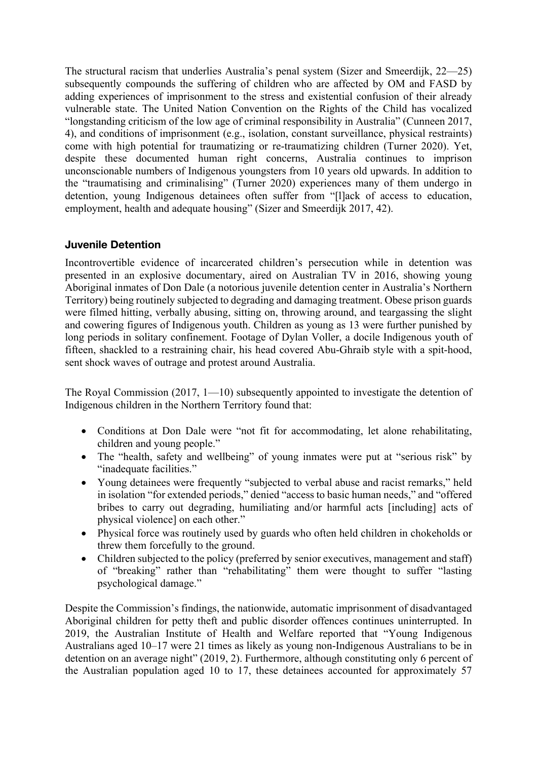The structural racism that underlies Australia's penal system (Sizer and Smeerdijk, 22—25) subsequently compounds the suffering of children who are affected by OM and FASD by adding experiences of imprisonment to the stress and existential confusion of their already vulnerable state. The United Nation Convention on the Rights of the Child has vocalized "longstanding criticism of the low age of criminal responsibility in Australia" (Cunneen 2017, 4), and conditions of imprisonment (e.g., isolation, constant surveillance, physical restraints) come with high potential for traumatizing or re-traumatizing children (Turner 2020). Yet, despite these documented human right concerns, Australia continues to imprison unconscionable numbers of Indigenous youngsters from 10 years old upwards. In addition to the "traumatising and criminalising" (Turner 2020) experiences many of them undergo in detention, young Indigenous detainees often suffer from "[l]ack of access to education, employment, health and adequate housing" (Sizer and Smeerdijk 2017, 42).

### Juvenile Detention

Incontrovertible evidence of incarcerated children's persecution while in detention was presented in an explosive documentary, aired on Australian TV in 2016, showing young Aboriginal inmates of Don Dale (a notorious juvenile detention center in Australia's Northern Territory) being routinely subjected to degrading and damaging treatment. Obese prison guards were filmed hitting, verbally abusing, sitting on, throwing around, and teargassing the slight and cowering figures of Indigenous youth. Children as young as 13 were further punished by long periods in solitary confinement. Footage of Dylan Voller, a docile Indigenous youth of fifteen, shackled to a restraining chair, his head covered Abu-Ghraib style with a spit-hood, sent shock waves of outrage and protest around Australia.

The Royal Commission (2017, 1—10) subsequently appointed to investigate the detention of Indigenous children in the Northern Territory found that:

- Conditions at Don Dale were "not fit for accommodating, let alone rehabilitating, children and young people."
- The "health, safety and wellbeing" of young inmates were put at "serious risk" by "inadequate facilities."
- Young detainees were frequently "subjected to verbal abuse and racist remarks," held in isolation "for extended periods," denied "access to basic human needs," and "offered bribes to carry out degrading, humiliating and/or harmful acts [including] acts of physical violence] on each other."
- Physical force was routinely used by guards who often held children in chokeholds or threw them forcefully to the ground.
- Children subjected to the policy (preferred by senior executives, management and staff) of "breaking" rather than "rehabilitating" them were thought to suffer "lasting psychological damage."

Despite the Commission's findings, the nationwide, automatic imprisonment of disadvantaged Aboriginal children for petty theft and public disorder offences continues uninterrupted. In 2019, the Australian Institute of Health and Welfare reported that "Young Indigenous Australians aged 10–17 were 21 times as likely as young non-Indigenous Australians to be in detention on an average night" (2019, 2). Furthermore, although constituting only 6 percent of the Australian population aged 10 to 17, these detainees accounted for approximately 57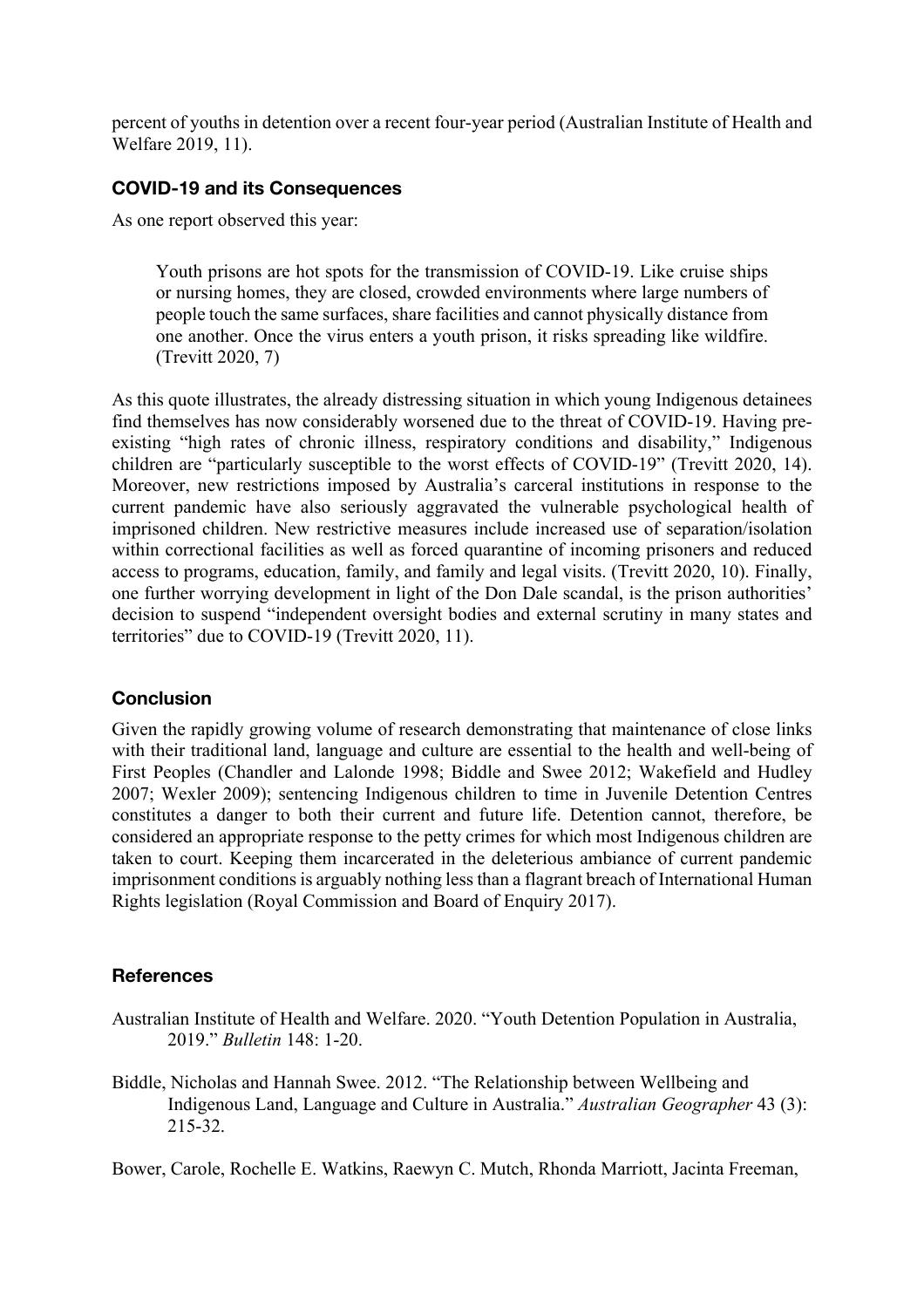percent of youths in detention over a recent four-year period (Australian Institute of Health and Welfare 2019, 11).

### COVID-19 and its Consequences

As one report observed this year:

> Youth prisons are hot spots for the transmission of COVID-19. Like cruise ships or nursing homes, they are closed, crowded environments where large numbers of people touch the same surfaces, share facilities and cannot physically distance from one another. Once the virus enters a youth prison, it risks spreading like wildfire. (Trevitt 2020, 7)

As this quote illustrates, the already distressing situation in which young Indigenous detainees find themselves has now considerably worsened due to the threat of COVID-19. Having pre-existing "high rates of chronic illness, respiratory conditions and disability," Indigenous children are "particularly susceptible to the worst effects of COVID-19" (Trevitt 2020, 14). Moreover, new restrictions imposed by Australia's carceral institutions in response to the current pandemic have also seriously aggravated the vulnerable psychological health of imprisoned children. New restrictive measures include increased use of separation/isolation within correctional facilities as well as forced quarantine of incoming prisoners and reduced access to programs, education, family, and family and legal visits. (Trevitt 2020, 10). Finally, one further worrying development in light of the Don Dale scandal, is the prison authorities' decision to suspend "independent oversight bodies and external scrutiny in many states and territories" due to COVID-19 (Trevitt 2020, 11).

### Conclusion

Given the rapidly growing volume of research demonstrating that maintenance of close links with their traditional land, language and culture are essential to the health and well-being of First Peoples (Chandler and Lalonde 1998; Biddle and Swee 2012; Wakefield and Hudley 2007; Wexler 2009); sentencing Indigenous children to time in Juvenile Detention Centres constitutes a danger to both their current and future life. Detention cannot, therefore, be considered an appropriate response to the petty crimes for which most Indigenous children are taken to court. Keeping them incarcerated in the deleterious ambiance of current pandemic imprisonment conditions is arguably nothing less than a flagrant breach of International Human Rights legislation (Royal Commission and Board of Enquiry 2017).

### References

Australian Institute of Health and Welfare. 2020. "Youth Detention Population in Australia, 2019." *Bulletin* 148: 1-20.

Biddle, Nicholas and Hannah Swee. 2012. "The Relationship between Wellbeing and Indigenous Land, Language and Culture in Australia." *Australian Geographer* 43 (3): 215-32.

Bower, Carole, Rochelle E. Watkins, Raewyn C. Mutch, Rhonda Marriott, Jacinta Freeman,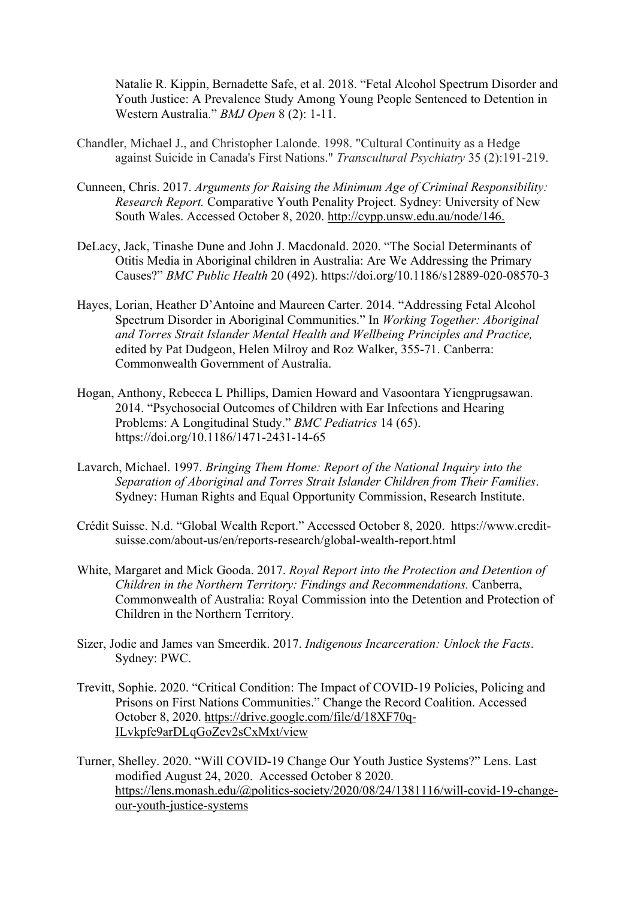Natalie R. Kippin, Bernadette Safe, et al. 2018. "Fetal Alcohol Spectrum Disorder and Youth Justice: A Prevalence Study Among Young People Sentenced to Detention in Western Australia." *BMJ Open* 8 (2): 1-11.

Chandler, Michael J., and Christopher Lalonde. 1998. "Cultural Continuity as a Hedge against Suicide in Canada's First Nations." *Transcultural Psychiatry* 35 (2):191-219.

Cunneen, Chris. 2017. *Arguments for Raising the Minimum Age of Criminal Responsibility: Research Report.* Comparative Youth Penality Project. Sydney: University of New South Wales. Accessed October 8, 2020. http://cypp.unsw.edu.au/node/146.

DeLacy, Jack, Tinashe Dune and John J. Macdonald. 2020. "The Social Determinants of Otitis Media in Aboriginal children in Australia: Are We Addressing the Primary Causes?" *BMC Public Health* 20 (492). https://doi.org/10.1186/s12889-020-08570-3

Hayes, Lorian, Heather D'Antoine and Maureen Carter. 2014. "Addressing Fetal Alcohol Spectrum Disorder in Aboriginal Communities." In *Working Together: Aboriginal and Torres Strait Islander Mental Health and Wellbeing Principles and Practice,* edited by Pat Dudgeon, Helen Milroy and Roz Walker, 355-71. Canberra: Commonwealth Government of Australia.

Hogan, Anthony, Rebecca L Phillips, Damien Howard and Vasoontara Yiengprugsawan. 2014. "Psychosocial Outcomes of Children with Ear Infections and Hearing Problems: A Longitudinal Study." *BMC Pediatrics* 14 (65). https://doi.org/10.1186/1471-2431-14-65

Lavarch, Michael. 1997. *Bringing Them Home: Report of the National Inquiry into the Separation of Aboriginal and Torres Strait Islander Children from Their Families*. Sydney: Human Rights and Equal Opportunity Commission, Research Institute.

Crédit Suisse. N.d. "Global Wealth Report." Accessed October 8, 2020. https://www.credit-suisse.com/about-us/en/reports-research/global-wealth-report.html

White, Margaret and Mick Gooda. 2017. *Royal Report into the Protection and Detention of Children in the Northern Territory: Findings and Recommendations.* Canberra, Commonwealth of Australia: Royal Commission into the Detention and Protection of Children in the Northern Territory.

Sizer, Jodie and James van Smeerdik. 2017. *Indigenous Incarceration: Unlock the Facts*. Sydney: PWC.

Trevitt, Sophie. 2020. "Critical Condition: The Impact of COVID-19 Policies, Policing and Prisons on First Nations Communities." Change the Record Coalition. Accessed October 8, 2020. https://drive.google.com/file/d/18XF70q-ILvkpfe9arDLqGoZev2sCxMxt/view

Turner, Shelley. 2020. "Will COVID-19 Change Our Youth Justice Systems?" Lens. Last modified August 24, 2020. Accessed October 8 2020. https://lens.monash.edu/@politics-society/2020/08/24/1381116/will-covid-19-change-our-youth-justice-systems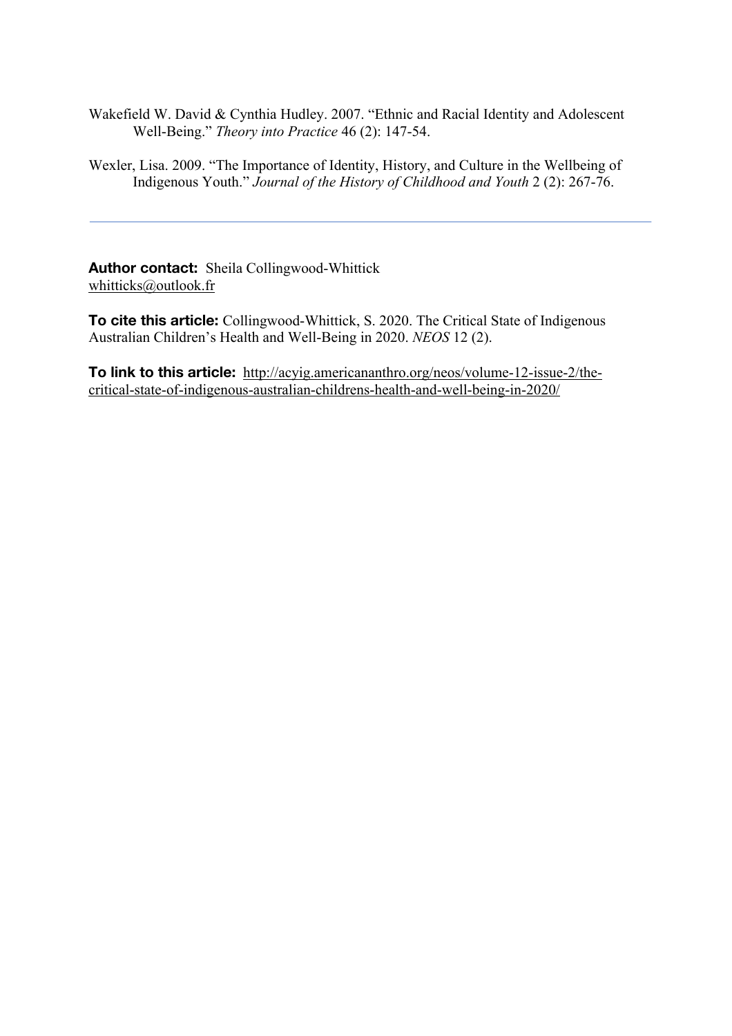Wakefield W. David & Cynthia Hudley. 2007. "Ethnic and Racial Identity and Adolescent Well-Being." *Theory into Practice* 46 (2): 147-54.

Wexler, Lisa. 2009. "The Importance of Identity, History, and Culture in the Wellbeing of Indigenous Youth." *Journal of the History of Childhood and Youth* 2 (2): 267-76.

---

**Author contact:** Sheila Collingwood-Whittick
whitticks@outlook.fr

**To cite this article:** Collingwood-Whittick, S. 2020. The Critical State of Indigenous Australian Children's Health and Well-Being in 2020. *NEOS* 12 (2).

**To link to this article:** http://acyig.americananthro.org/neos/volume-12-issue-2/the-critical-state-of-indigenous-australian-childrens-health-and-well-being-in-2020/